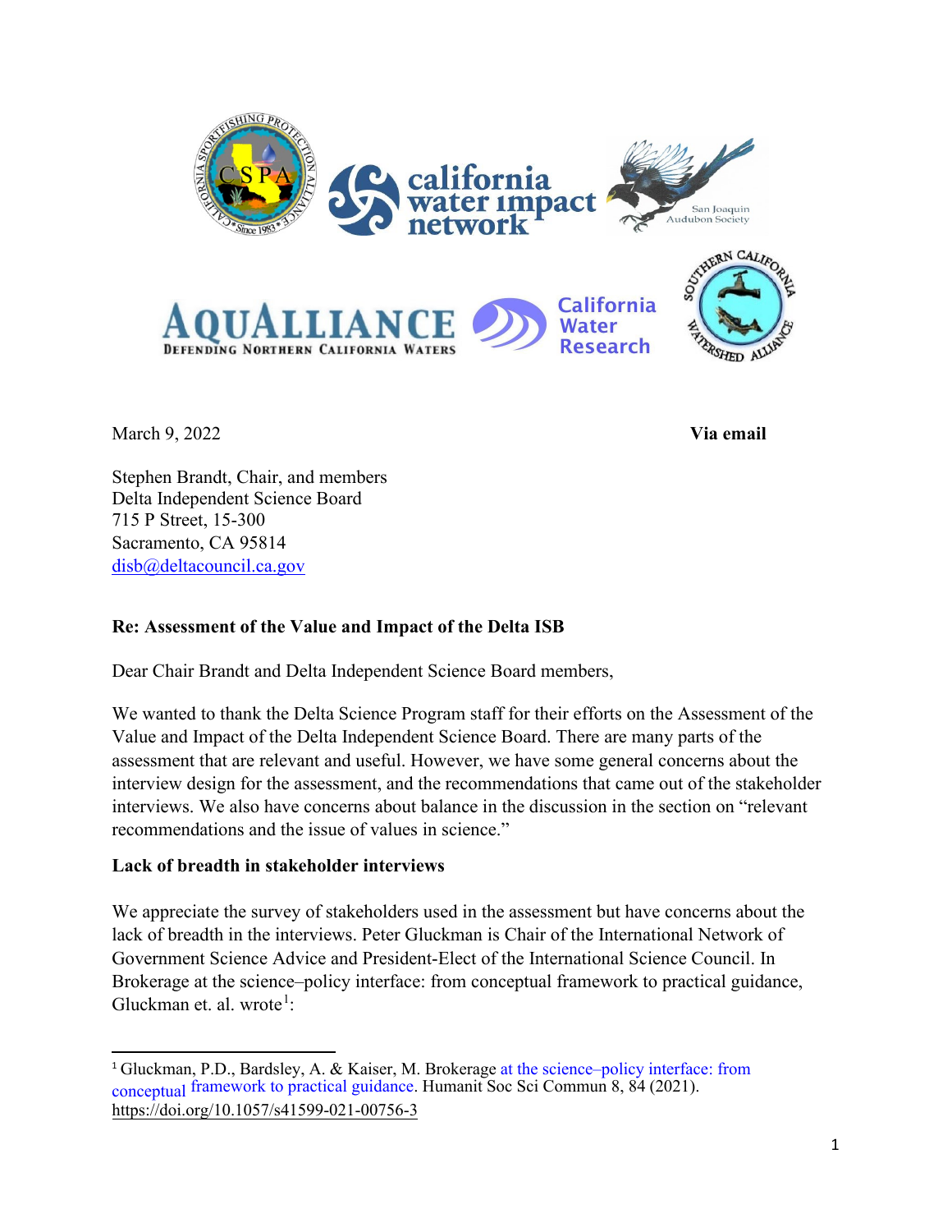March 9, 2022 **Via email**

Stephen Brandt, Chair, and members
Delta Independent Science Board
715 P Street, 15-300
Sacramento, CA 95814
disb@deltacouncil.ca.gov

**Re: Assessment of the Value and Impact of the Delta ISB**

Dear Chair Brandt and Delta Independent Science Board members,

We wanted to thank the Delta Science Program staff for their efforts on the Assessment of the Value and Impact of the Delta Independent Science Board. There are many parts of the assessment that are relevant and useful. However, we have some general concerns about the interview design for the assessment, and the recommendations that came out of the stakeholder interviews. We also have concerns about balance in the discussion in the section on "relevant recommendations and the issue of values in science."

**Lack of breadth in stakeholder interviews**

We appreciate the survey of stakeholders used in the assessment but have concerns about the lack of breadth in the interviews. Peter Gluckman is Chair of the International Network of Government Science Advice and President-Elect of the International Science Council. In Brokerage at the science–policy interface: from conceptual framework to practical guidance, Gluckman et. al. wrote[1]:

---

[1] Gluckman, P.D., Bardsley, A. & Kaiser, M. Brokerage at the science–policy interface: from conceptual framework to practical guidance. Humanit Soc Sci Commun 8, 84 (2021). https://doi.org/10.1057/s41599-021-00756-3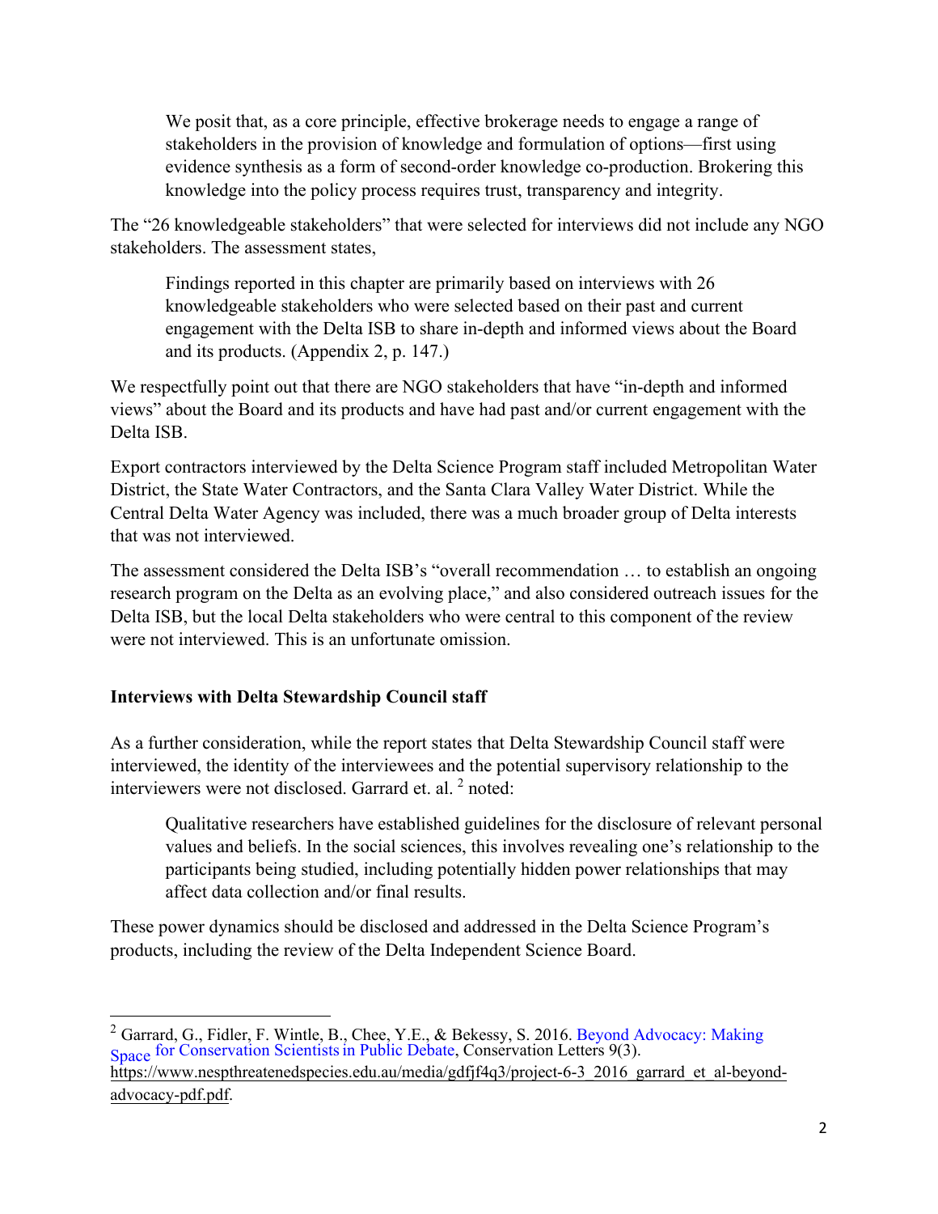> We posit that, as a core principle, effective brokerage needs to engage a range of stakeholders in the provision of knowledge and formulation of options—first using evidence synthesis as a form of second-order knowledge co-production. Brokering this knowledge into the policy process requires trust, transparency and integrity.

The "26 knowledgeable stakeholders" that were selected for interviews did not include any NGO stakeholders. The assessment states,

> Findings reported in this chapter are primarily based on interviews with 26 knowledgeable stakeholders who were selected based on their past and current engagement with the Delta ISB to share in-depth and informed views about the Board and its products. (Appendix 2, p. 147.)

We respectfully point out that there are NGO stakeholders that have "in-depth and informed views" about the Board and its products and have had past and/or current engagement with the Delta ISB.

Export contractors interviewed by the Delta Science Program staff included Metropolitan Water District, the State Water Contractors, and the Santa Clara Valley Water District. While the Central Delta Water Agency was included, there was a much broader group of Delta interests that was not interviewed.

The assessment considered the Delta ISB's "overall recommendation … to establish an ongoing research program on the Delta as an evolving place," and also considered outreach issues for the Delta ISB, but the local Delta stakeholders who were central to this component of the review were not interviewed. This is an unfortunate omission.

**Interviews with Delta Stewardship Council staff**

As a further consideration, while the report states that Delta Stewardship Council staff were interviewed, the identity of the interviewees and the potential supervisory relationship to the interviewers were not disclosed. Garrard et. al. [2] noted:

> Qualitative researchers have established guidelines for the disclosure of relevant personal values and beliefs. In the social sciences, this involves revealing one's relationship to the participants being studied, including potentially hidden power relationships that may affect data collection and/or final results.

These power dynamics should be disclosed and addressed in the Delta Science Program's products, including the review of the Delta Independent Science Board.

---

[2] Garrard, G., Fidler, F. Wintle, B., Chee, Y.E., & Bekessy, S. 2016. Beyond Advocacy: Making Space for Conservation Scientists in Public Debate, Conservation Letters 9(3). https://www.nespthreatenedspecies.edu.au/media/gdfjf4q3/project-6-3_2016_garrard_et_al-beyond-advocacy-pdf.pdf.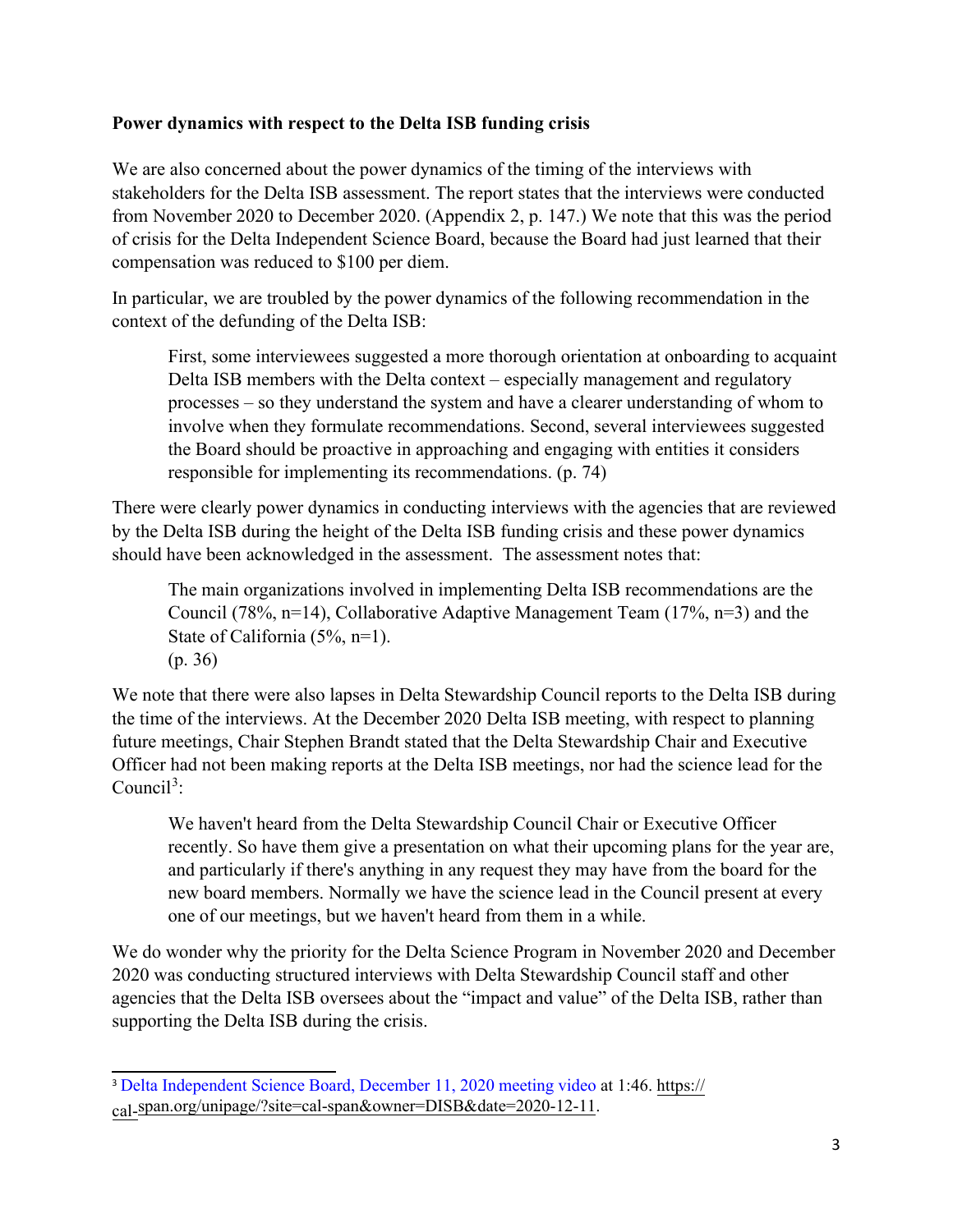**Power dynamics with respect to the Delta ISB funding crisis**

We are also concerned about the power dynamics of the timing of the interviews with stakeholders for the Delta ISB assessment. The report states that the interviews were conducted from November 2020 to December 2020. (Appendix 2, p. 147.) We note that this was the period of crisis for the Delta Independent Science Board, because the Board had just learned that their compensation was reduced to $100 per diem.

In particular, we are troubled by the power dynamics of the following recommendation in the context of the defunding of the Delta ISB:

> First, some interviewees suggested a more thorough orientation at onboarding to acquaint Delta ISB members with the Delta context – especially management and regulatory processes – so they understand the system and have a clearer understanding of whom to involve when they formulate recommendations. Second, several interviewees suggested the Board should be proactive in approaching and engaging with entities it considers responsible for implementing its recommendations. (p. 74)

There were clearly power dynamics in conducting interviews with the agencies that are reviewed by the Delta ISB during the height of the Delta ISB funding crisis and these power dynamics should have been acknowledged in the assessment. The assessment notes that:

> The main organizations involved in implementing Delta ISB recommendations are the Council (78%, n=14), Collaborative Adaptive Management Team (17%, n=3) and the State of California (5%, n=1).
> (p. 36)

We note that there were also lapses in Delta Stewardship Council reports to the Delta ISB during the time of the interviews. At the December 2020 Delta ISB meeting, with respect to planning future meetings, Chair Stephen Brandt stated that the Delta Stewardship Chair and Executive Officer had not been making reports at the Delta ISB meetings, nor had the science lead for the Council[3]:

> We haven't heard from the Delta Stewardship Council Chair or Executive Officer recently. So have them give a presentation on what their upcoming plans for the year are, and particularly if there's anything in any request they may have from the board for the new board members. Normally we have the science lead in the Council present at every one of our meetings, but we haven't heard from them in a while.

We do wonder why the priority for the Delta Science Program in November 2020 and December 2020 was conducting structured interviews with Delta Stewardship Council staff and other agencies that the Delta ISB oversees about the "impact and value" of the Delta ISB, rather than supporting the Delta ISB during the crisis.

---

[3] Delta Independent Science Board, December 11, 2020 meeting video at 1:46. https://cal-span.org/unipage/?site=cal-span&owner=DISB&date=2020-12-11.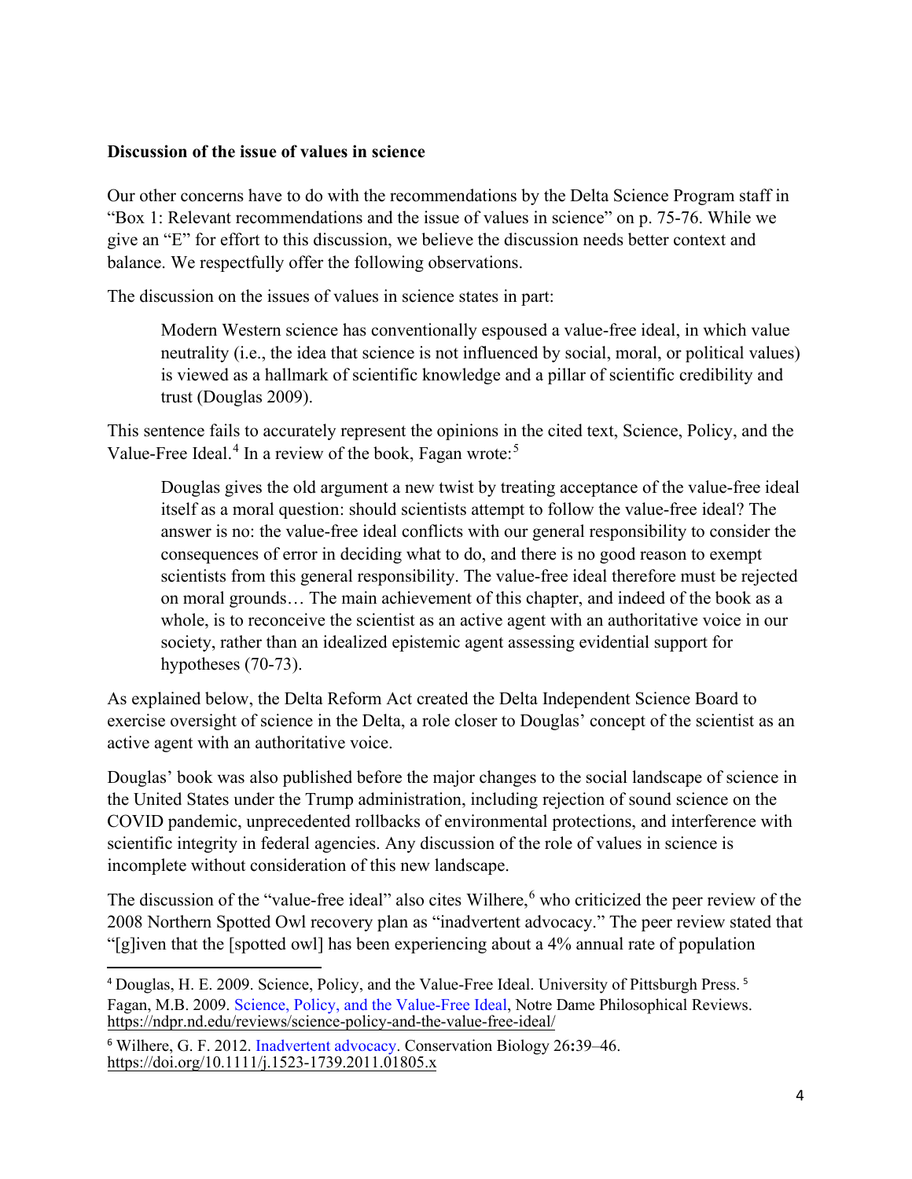**Discussion of the issue of values in science**

Our other concerns have to do with the recommendations by the Delta Science Program staff in "Box 1: Relevant recommendations and the issue of values in science" on p. 75-76. While we give an "E" for effort to this discussion, we believe the discussion needs better context and balance. We respectfully offer the following observations.

The discussion on the issues of values in science states in part:

> Modern Western science has conventionally espoused a value-free ideal, in which value neutrality (i.e., the idea that science is not influenced by social, moral, or political values) is viewed as a hallmark of scientific knowledge and a pillar of scientific credibility and trust (Douglas 2009).

This sentence fails to accurately represent the opinions in the cited text, Science, Policy, and the Value-Free Ideal.[4] In a review of the book, Fagan wrote:[5]

> Douglas gives the old argument a new twist by treating acceptance of the value-free ideal itself as a moral question: should scientists attempt to follow the value-free ideal? The answer is no: the value-free ideal conflicts with our general responsibility to consider the consequences of error in deciding what to do, and there is no good reason to exempt scientists from this general responsibility. The value-free ideal therefore must be rejected on moral grounds… The main achievement of this chapter, and indeed of the book as a whole, is to reconceive the scientist as an active agent with an authoritative voice in our society, rather than an idealized epistemic agent assessing evidential support for hypotheses (70-73).

As explained below, the Delta Reform Act created the Delta Independent Science Board to exercise oversight of science in the Delta, a role closer to Douglas' concept of the scientist as an active agent with an authoritative voice.

Douglas' book was also published before the major changes to the social landscape of science in the United States under the Trump administration, including rejection of sound science on the COVID pandemic, unprecedented rollbacks of environmental protections, and interference with scientific integrity in federal agencies. Any discussion of the role of values in science is incomplete without consideration of this new landscape.

The discussion of the "value-free ideal" also cites Wilhere,[6] who criticized the peer review of the 2008 Northern Spotted Owl recovery plan as "inadvertent advocacy." The peer review stated that "[g]iven that the [spotted owl] has been experiencing about a 4% annual rate of population

---

[4] Douglas, H. E. 2009. Science, Policy, and the Value-Free Ideal. University of Pittsburgh Press.

[5] Fagan, M.B. 2009. Science, Policy, and the Value-Free Ideal, Notre Dame Philosophical Reviews. https://ndpr.nd.edu/reviews/science-policy-and-the-value-free-ideal/

[6] Wilhere, G. F. 2012. Inadvertent advocacy. Conservation Biology 26:39–46. https://doi.org/10.1111/j.1523-1739.2011.01805.x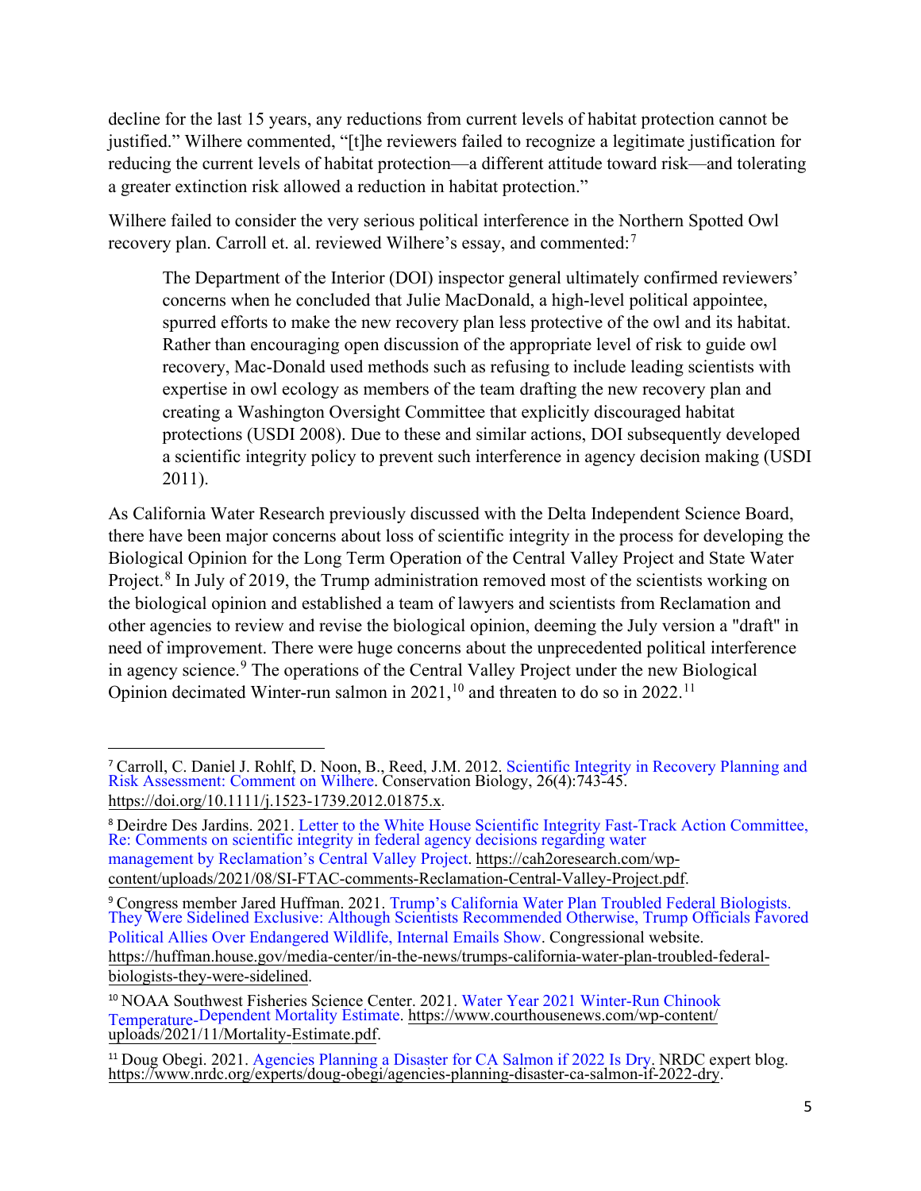decline for the last 15 years, any reductions from current levels of habitat protection cannot be justified." Wilhere commented, "[t]he reviewers failed to recognize a legitimate justification for reducing the current levels of habitat protection—a different attitude toward risk—and tolerating a greater extinction risk allowed a reduction in habitat protection."

Wilhere failed to consider the very serious political interference in the Northern Spotted Owl recovery plan. Carroll et. al. reviewed Wilhere's essay, and commented:[7]

> The Department of the Interior (DOI) inspector general ultimately confirmed reviewers' concerns when he concluded that Julie MacDonald, a high-level political appointee, spurred efforts to make the new recovery plan less protective of the owl and its habitat. Rather than encouraging open discussion of the appropriate level of risk to guide owl recovery, Mac-Donald used methods such as refusing to include leading scientists with expertise in owl ecology as members of the team drafting the new recovery plan and creating a Washington Oversight Committee that explicitly discouraged habitat protections (USDI 2008). Due to these and similar actions, DOI subsequently developed a scientific integrity policy to prevent such interference in agency decision making (USDI 2011).

As California Water Research previously discussed with the Delta Independent Science Board, there have been major concerns about loss of scientific integrity in the process for developing the Biological Opinion for the Long Term Operation of the Central Valley Project and State Water Project.[8] In July of 2019, the Trump administration removed most of the scientists working on the biological opinion and established a team of lawyers and scientists from Reclamation and other agencies to review and revise the biological opinion, deeming the July version a "draft" in need of improvement. There were huge concerns about the unprecedented political interference in agency science.[9] The operations of the Central Valley Project under the new Biological Opinion decimated Winter-run salmon in 2021,[10] and threaten to do so in 2022.[11]

---

[7] Carroll, C. Daniel J. Rohlf, D. Noon, B., Reed, J.M. 2012. Scientific Integrity in Recovery Planning and Risk Assessment: Comment on Wilhere. Conservation Biology, 26(4):743-45. https://doi.org/10.1111/j.1523-1739.2012.01875.x.

[8] Deirdre Des Jardins. 2021. Letter to the White House Scientific Integrity Fast-Track Action Committee, Re: Comments on scientific integrity in federal agency decisions regarding water management by Reclamation's Central Valley Project. https://cah2oresearch.com/wp-content/uploads/2021/08/SI-FTAC-comments-Reclamation-Central-Valley-Project.pdf.

[9] Congress member Jared Huffman. 2021. Trump's California Water Plan Troubled Federal Biologists. They Were Sidelined Exclusive: Although Scientists Recommended Otherwise, Trump Officials Favored Political Allies Over Endangered Wildlife, Internal Emails Show. Congressional website. https://huffman.house.gov/media-center/in-the-news/trumps-california-water-plan-troubled-federal-biologists-they-were-sidelined.

[10] NOAA Southwest Fisheries Science Center. 2021. Water Year 2021 Winter-Run Chinook Temperature-Dependent Mortality Estimate. https://www.courthousenews.com/wp-content/uploads/2021/11/Mortality-Estimate.pdf.

[11] Doug Obegi. 2021. Agencies Planning a Disaster for CA Salmon if 2022 Is Dry. NRDC expert blog. https://www.nrdc.org/experts/doug-obegi/agencies-planning-disaster-ca-salmon-if-2022-dry.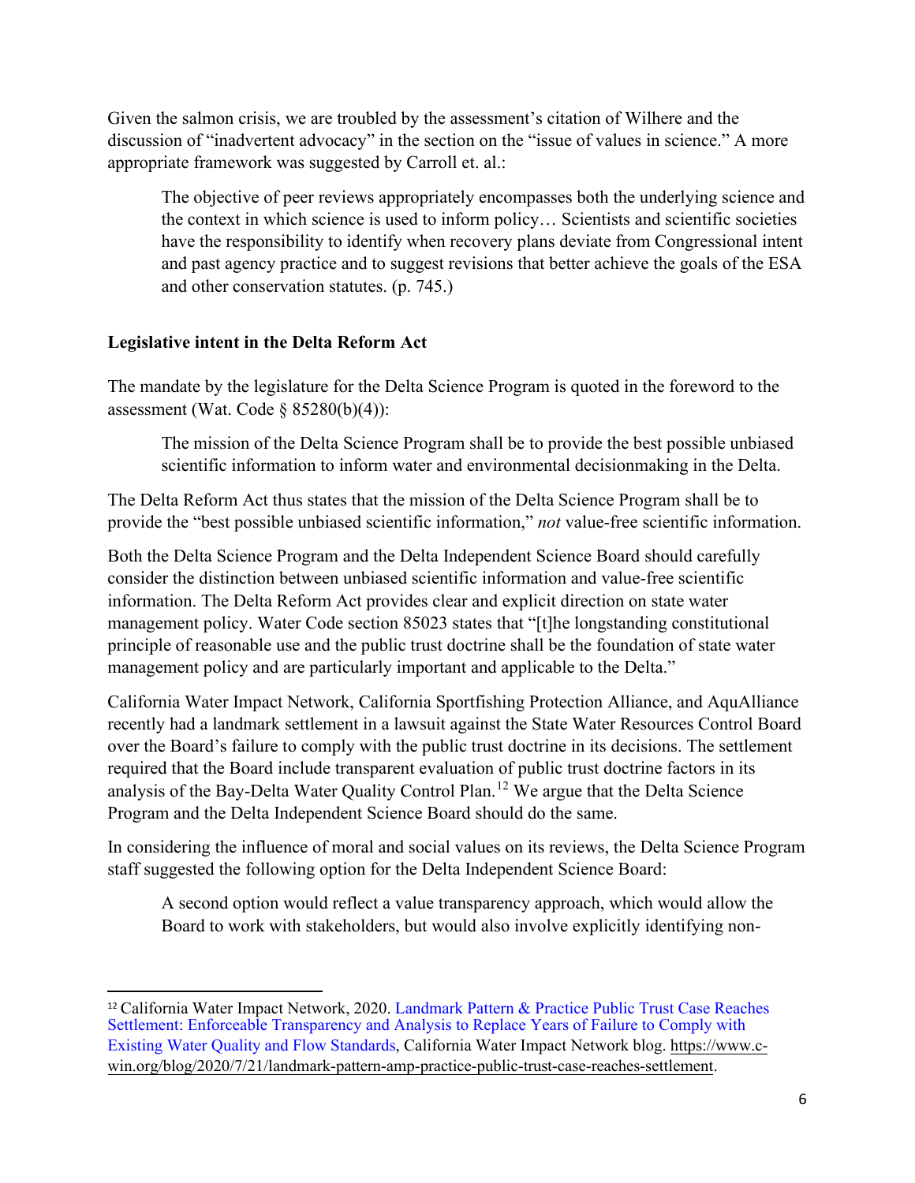Given the salmon crisis, we are troubled by the assessment's citation of Wilhere and the discussion of "inadvertent advocacy" in the section on the "issue of values in science." A more appropriate framework was suggested by Carroll et. al.:

> The objective of peer reviews appropriately encompasses both the underlying science and the context in which science is used to inform policy… Scientists and scientific societies have the responsibility to identify when recovery plans deviate from Congressional intent and past agency practice and to suggest revisions that better achieve the goals of the ESA and other conservation statutes. (p. 745.)

**Legislative intent in the Delta Reform Act**

The mandate by the legislature for the Delta Science Program is quoted in the foreword to the assessment (Wat. Code § 85280(b)(4)):

> The mission of the Delta Science Program shall be to provide the best possible unbiased scientific information to inform water and environmental decisionmaking in the Delta.

The Delta Reform Act thus states that the mission of the Delta Science Program shall be to provide the "best possible unbiased scientific information," *not* value-free scientific information.

Both the Delta Science Program and the Delta Independent Science Board should carefully consider the distinction between unbiased scientific information and value-free scientific information. The Delta Reform Act provides clear and explicit direction on state water management policy. Water Code section 85023 states that "[t]he longstanding constitutional principle of reasonable use and the public trust doctrine shall be the foundation of state water management policy and are particularly important and applicable to the Delta."

California Water Impact Network, California Sportfishing Protection Alliance, and AquAlliance recently had a landmark settlement in a lawsuit against the State Water Resources Control Board over the Board's failure to comply with the public trust doctrine in its decisions. The settlement required that the Board include transparent evaluation of public trust doctrine factors in its analysis of the Bay-Delta Water Quality Control Plan.[12] We argue that the Delta Science Program and the Delta Independent Science Board should do the same.

In considering the influence of moral and social values on its reviews, the Delta Science Program staff suggested the following option for the Delta Independent Science Board:

> A second option would reflect a value transparency approach, which would allow the Board to work with stakeholders, but would also involve explicitly identifying non-

---

[12] California Water Impact Network, 2020. Landmark Pattern & Practice Public Trust Case Reaches Settlement: Enforceable Transparency and Analysis to Replace Years of Failure to Comply with Existing Water Quality and Flow Standards, California Water Impact Network blog. https://www.c-win.org/blog/2020/7/21/landmark-pattern-amp-practice-public-trust-case-reaches-settlement.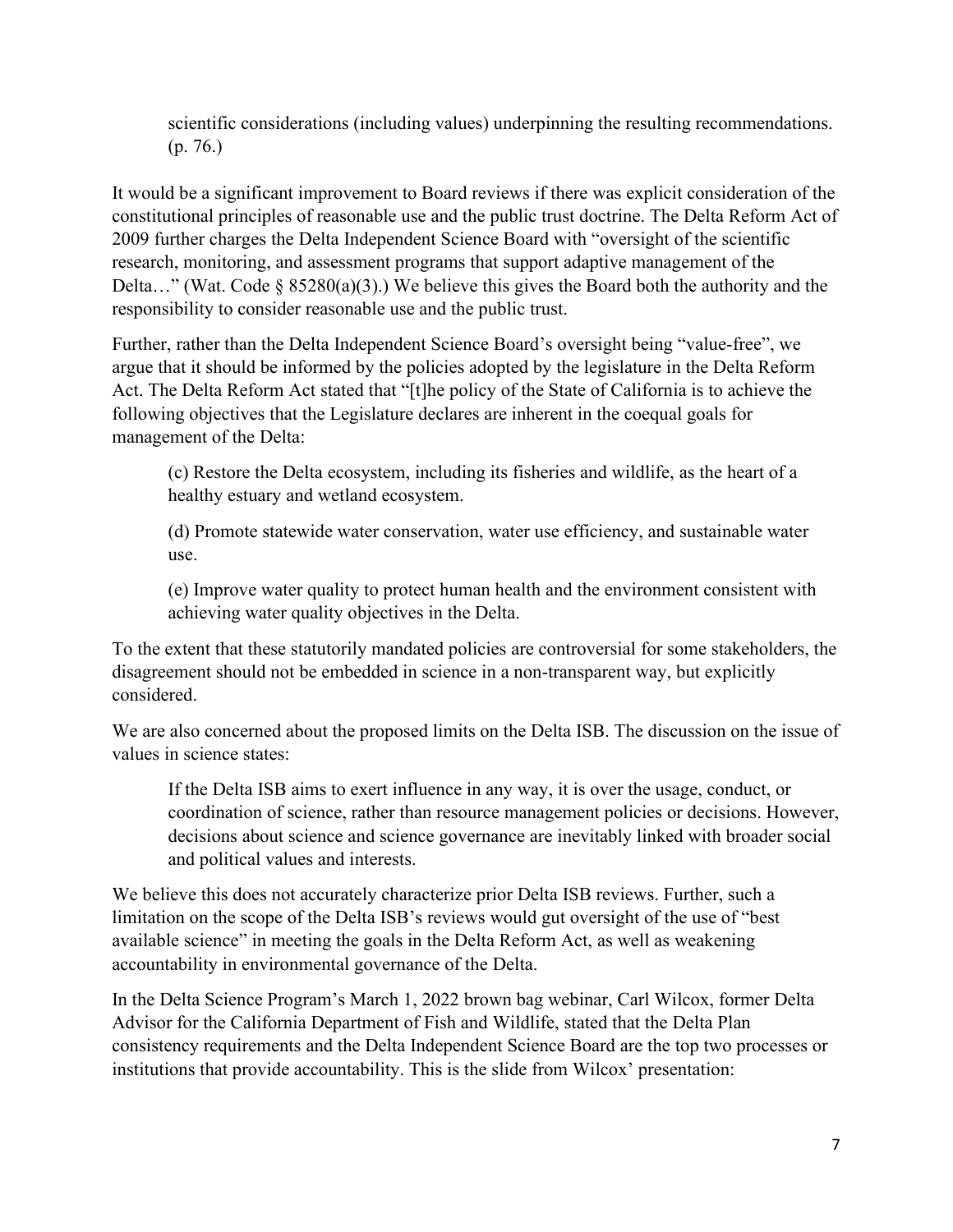> scientific considerations (including values) underpinning the resulting recommendations. (p. 76.)

It would be a significant improvement to Board reviews if there was explicit consideration of the constitutional principles of reasonable use and the public trust doctrine. The Delta Reform Act of 2009 further charges the Delta Independent Science Board with "oversight of the scientific research, monitoring, and assessment programs that support adaptive management of the Delta…" (Wat. Code § 85280(a)(3).) We believe this gives the Board both the authority and the responsibility to consider reasonable use and the public trust.

Further, rather than the Delta Independent Science Board's oversight being "value-free", we argue that it should be informed by the policies adopted by the legislature in the Delta Reform Act. The Delta Reform Act stated that "[t]he policy of the State of California is to achieve the following objectives that the Legislature declares are inherent in the coequal goals for management of the Delta:

> (c) Restore the Delta ecosystem, including its fisheries and wildlife, as the heart of a healthy estuary and wetland ecosystem.
>
> (d) Promote statewide water conservation, water use efficiency, and sustainable water use.
>
> (e) Improve water quality to protect human health and the environment consistent with achieving water quality objectives in the Delta.

To the extent that these statutorily mandated policies are controversial for some stakeholders, the disagreement should not be embedded in science in a non-transparent way, but explicitly considered.

We are also concerned about the proposed limits on the Delta ISB. The discussion on the issue of values in science states:

> If the Delta ISB aims to exert influence in any way, it is over the usage, conduct, or coordination of science, rather than resource management policies or decisions. However, decisions about science and science governance are inevitably linked with broader social and political values and interests.

We believe this does not accurately characterize prior Delta ISB reviews. Further, such a limitation on the scope of the Delta ISB's reviews would gut oversight of the use of "best available science" in meeting the goals in the Delta Reform Act, as well as weakening accountability in environmental governance of the Delta.

In the Delta Science Program's March 1, 2022 brown bag webinar, Carl Wilcox, former Delta Advisor for the California Department of Fish and Wildlife, stated that the Delta Plan consistency requirements and the Delta Independent Science Board are the top two processes or institutions that provide accountability. This is the slide from Wilcox' presentation: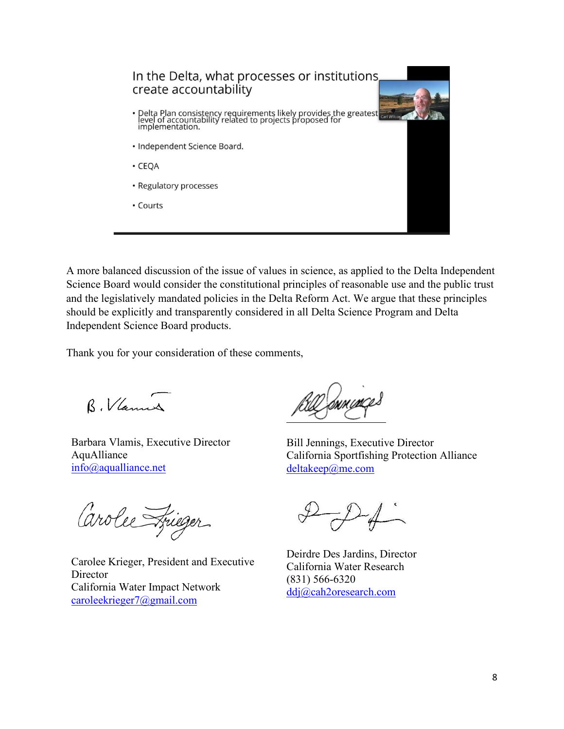In the Delta, what processes or institutions create accountability

- Delta Plan consistency requirements likely provides the greatest level of accountability related to projects proposed for implementation.
- Independent Science Board.
- CEQA
- Regulatory processes
- Courts

A more balanced discussion of the issue of values in science, as applied to the Delta Independent Science Board would consider the constitutional principles of reasonable use and the public trust and the legislatively mandated policies in the Delta Reform Act. We argue that these principles should be explicitly and transparently considered in all Delta Science Program and Delta Independent Science Board products.

Thank you for your consideration of these comments,

Barbara Vlamis, Executive Director
AquAlliance
info@aqualliance.net

Bill Jennings, Executive Director
California Sportfishing Protection Alliance
deltakeep@me.com

Carolee Krieger, President and Executive Director
California Water Impact Network
caroleekrieger7@gmail.com

Deirdre Des Jardins, Director
California Water Research
(831) 566-6320
ddj@cah2oresearch.com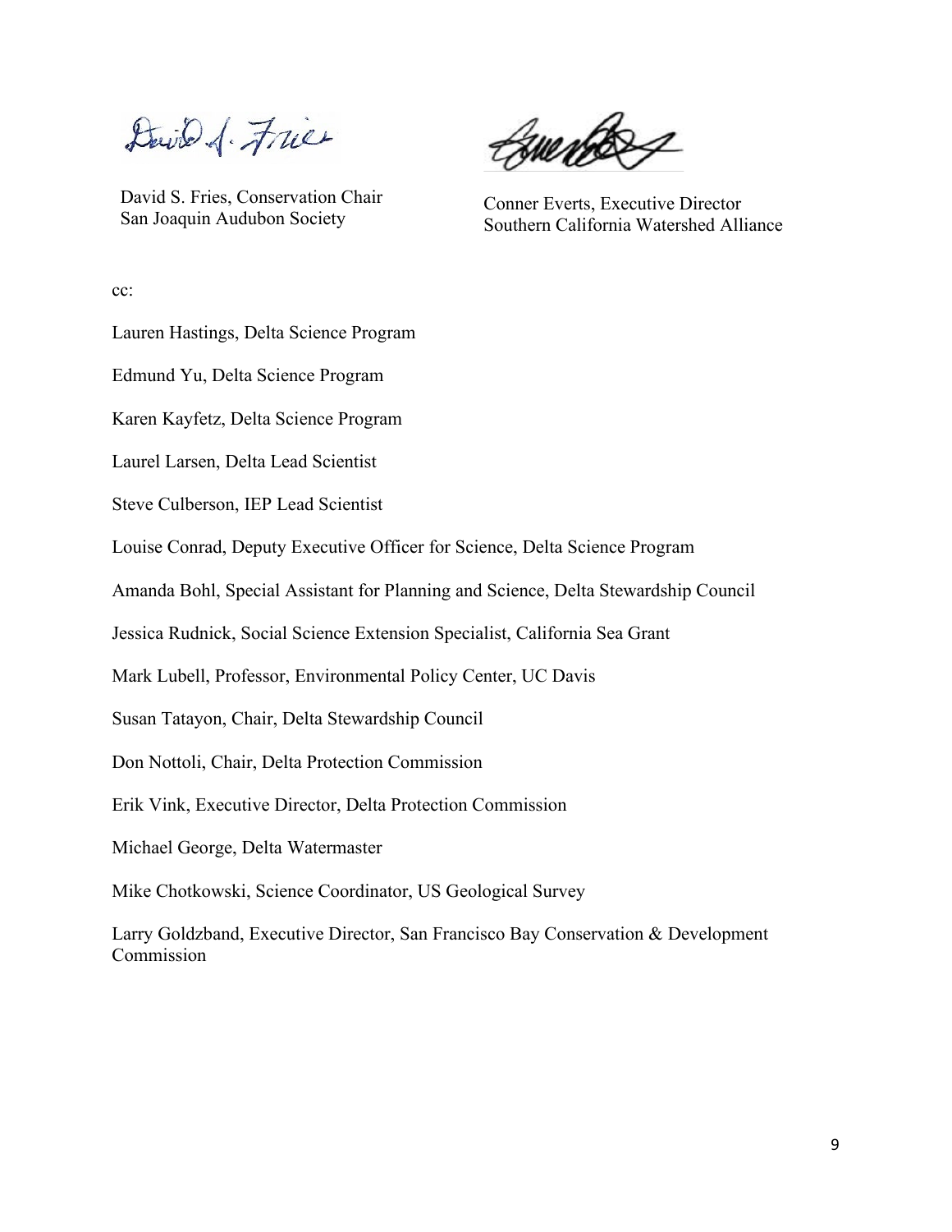David S. Fries, Conservation Chair
San Joaquin Audubon Society

Conner Everts, Executive Director
Southern California Watershed Alliance

cc:

Lauren Hastings, Delta Science Program

Edmund Yu, Delta Science Program

Karen Kayfetz, Delta Science Program

Laurel Larsen, Delta Lead Scientist

Steve Culberson, IEP Lead Scientist

Louise Conrad, Deputy Executive Officer for Science, Delta Science Program

Amanda Bohl, Special Assistant for Planning and Science, Delta Stewardship Council

Jessica Rudnick, Social Science Extension Specialist, California Sea Grant

Mark Lubell, Professor, Environmental Policy Center, UC Davis

Susan Tatayon, Chair, Delta Stewardship Council

Don Nottoli, Chair, Delta Protection Commission

Erik Vink, Executive Director, Delta Protection Commission

Michael George, Delta Watermaster

Mike Chotkowski, Science Coordinator, US Geological Survey

Larry Goldzband, Executive Director, San Francisco Bay Conservation & Development Commission